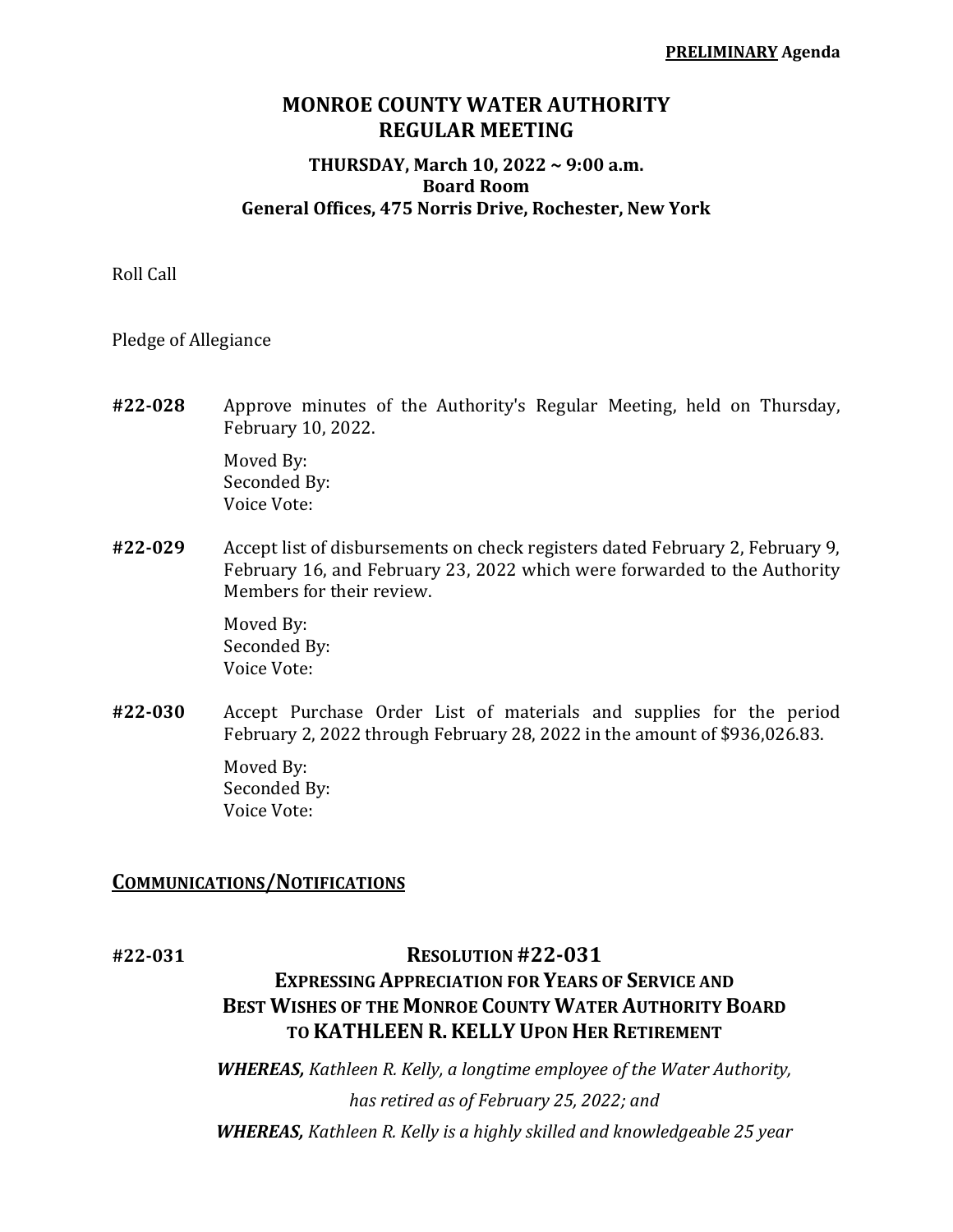**PRELIMINARY Agenda**

# MONROE COUNTY WATER AUTHORITY
# REGULAR MEETING

### THURSDAY, March 10, 2022 ~ 9:00 a.m.
### Board Room
### General Offices, 475 Norris Drive, Rochester, New York

Roll Call

Pledge of Allegiance

**#22-028** Approve minutes of the Authority's Regular Meeting, held on Thursday, February 10, 2022.

Moved By:
Seconded By:
Voice Vote:

**#22-029** Accept list of disbursements on check registers dated February 2, February 9, February 16, and February 23, 2022 which were forwarded to the Authority Members for their review.

Moved By:
Seconded By:
Voice Vote:

**#22-030** Accept Purchase Order List of materials and supplies for the period February 2, 2022 through February 28, 2022 in the amount of $936,026.83.

Moved By:
Seconded By:
Voice Vote:

## COMMUNICATIONS/NOTIFICATIONS

**#22-031**

### RESOLUTION #22-031
### EXPRESSING APPRECIATION FOR YEARS OF SERVICE AND BEST WISHES OF THE MONROE COUNTY WATER AUTHORITY BOARD TO KATHLEEN R. KELLY UPON HER RETIREMENT

***WHEREAS,*** *Kathleen R. Kelly, a longtime employee of the Water Authority, has retired as of February 25, 2022; and*

***WHEREAS,*** *Kathleen R. Kelly is a highly skilled and knowledgeable 25 year*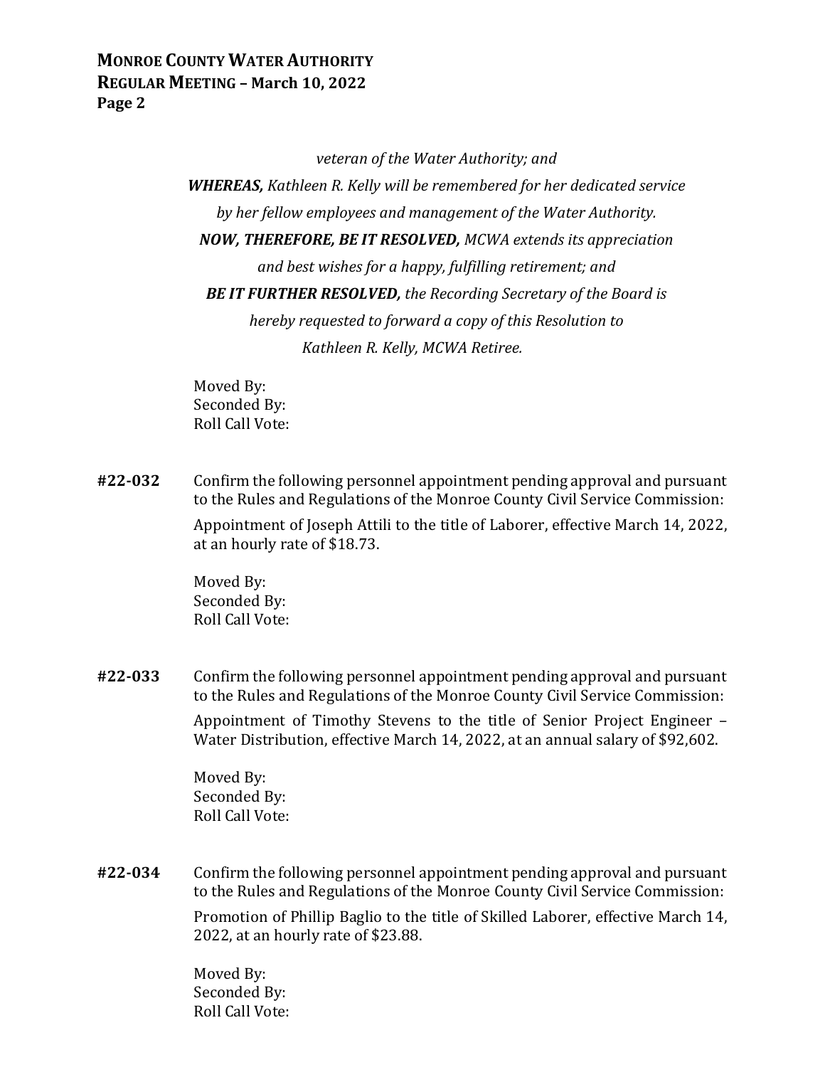*veteran of the Water Authority; and*

***WHEREAS,** Kathleen R. Kelly will be remembered for her dedicated service by her fellow employees and management of the Water Authority.*

***NOW, THEREFORE, BE IT RESOLVED,** MCWA extends its appreciation and best wishes for a happy, fulfilling retirement; and*

***BE IT FURTHER RESOLVED,** the Recording Secretary of the Board is hereby requested to forward a copy of this Resolution to Kathleen R. Kelly, MCWA Retiree.*

Moved By:
Seconded By:
Roll Call Vote:

**#22-032** Confirm the following personnel appointment pending approval and pursuant to the Rules and Regulations of the Monroe County Civil Service Commission:

Appointment of Joseph Attili to the title of Laborer, effective March 14, 2022, at an hourly rate of $18.73.

Moved By:
Seconded By:
Roll Call Vote:

**#22-033** Confirm the following personnel appointment pending approval and pursuant to the Rules and Regulations of the Monroe County Civil Service Commission:

Appointment of Timothy Stevens to the title of Senior Project Engineer – Water Distribution, effective March 14, 2022, at an annual salary of $92,602.

Moved By:
Seconded By:
Roll Call Vote:

**#22-034** Confirm the following personnel appointment pending approval and pursuant to the Rules and Regulations of the Monroe County Civil Service Commission:

Promotion of Phillip Baglio to the title of Skilled Laborer, effective March 14, 2022, at an hourly rate of $23.88.

Moved By:
Seconded By:
Roll Call Vote: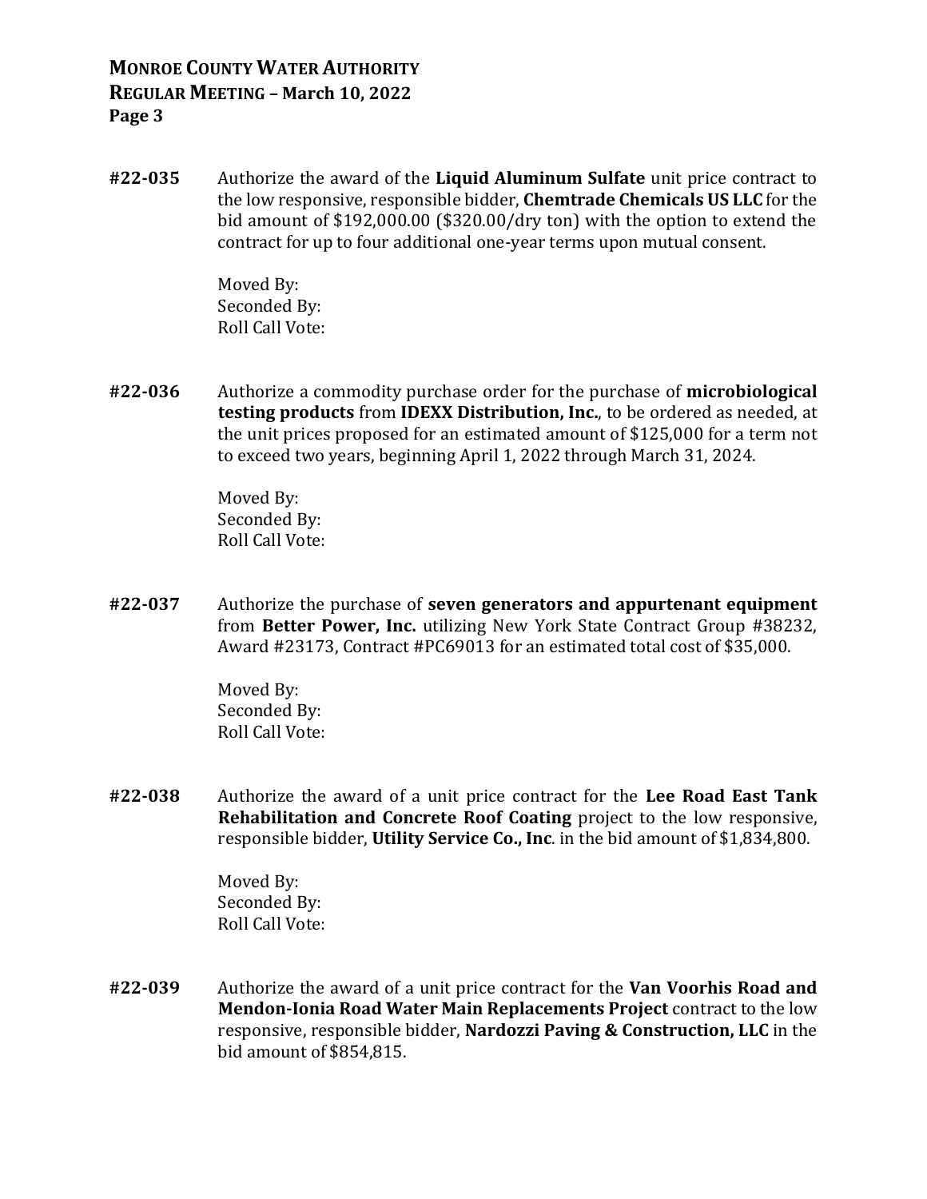**#22-035** Authorize the award of the **Liquid Aluminum Sulfate** unit price contract to the low responsive, responsible bidder, **Chemtrade Chemicals US LLC** for the bid amount of $192,000.00 ($320.00/dry ton) with the option to extend the contract for up to four additional one-year terms upon mutual consent.

Moved By:
Seconded By:
Roll Call Vote:

**#22-036** Authorize a commodity purchase order for the purchase of **microbiological testing products** from **IDEXX Distribution, Inc.**, to be ordered as needed, at the unit prices proposed for an estimated amount of $125,000 for a term not to exceed two years, beginning April 1, 2022 through March 31, 2024.

Moved By:
Seconded By:
Roll Call Vote:

**#22-037** Authorize the purchase of **seven generators and appurtenant equipment** from **Better Power, Inc.** utilizing New York State Contract Group #38232, Award #23173, Contract #PC69013 for an estimated total cost of $35,000.

Moved By:
Seconded By:
Roll Call Vote:

**#22-038** Authorize the award of a unit price contract for the **Lee Road East Tank Rehabilitation and Concrete Roof Coating** project to the low responsive, responsible bidder, **Utility Service Co., Inc**. in the bid amount of $1,834,800.

Moved By:
Seconded By:
Roll Call Vote:

**#22-039** Authorize the award of a unit price contract for the **Van Voorhis Road and Mendon-Ionia Road Water Main Replacements Project** contract to the low responsive, responsible bidder, **Nardozzi Paving & Construction, LLC** in the bid amount of $854,815.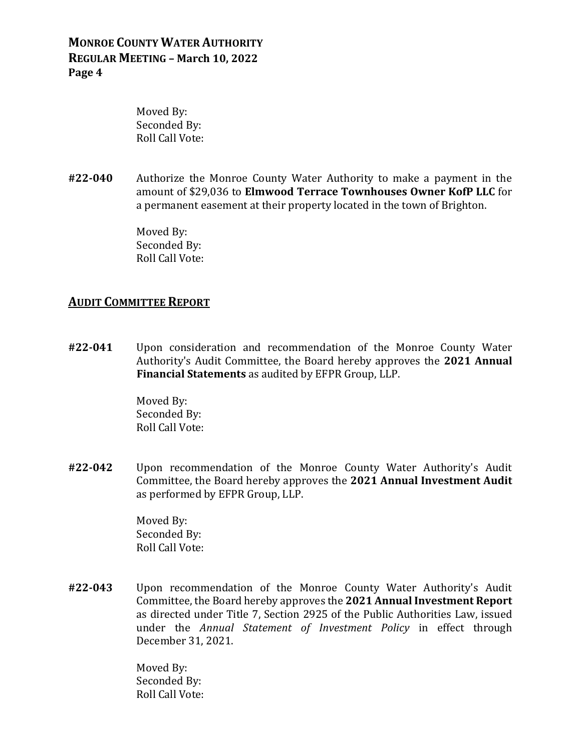Moved By:
Seconded By:
Roll Call Vote:

**#22-040** Authorize the Monroe County Water Authority to make a payment in the amount of $29,036 to **Elmwood Terrace Townhouses Owner KofP LLC** for a permanent easement at their property located in the town of Brighton.

Moved By:
Seconded By:
Roll Call Vote:

## AUDIT COMMITTEE REPORT

**#22-041** Upon consideration and recommendation of the Monroe County Water Authority's Audit Committee, the Board hereby approves the **2021 Annual Financial Statements** as audited by EFPR Group, LLP.

Moved By:
Seconded By:
Roll Call Vote:

**#22-042** Upon recommendation of the Monroe County Water Authority's Audit Committee, the Board hereby approves the **2021 Annual Investment Audit** as performed by EFPR Group, LLP.

Moved By:
Seconded By:
Roll Call Vote:

**#22-043** Upon recommendation of the Monroe County Water Authority's Audit Committee, the Board hereby approves the **2021 Annual Investment Report** as directed under Title 7, Section 2925 of the Public Authorities Law, issued under the *Annual Statement of Investment Policy* in effect through December 31, 2021.

Moved By:
Seconded By:
Roll Call Vote: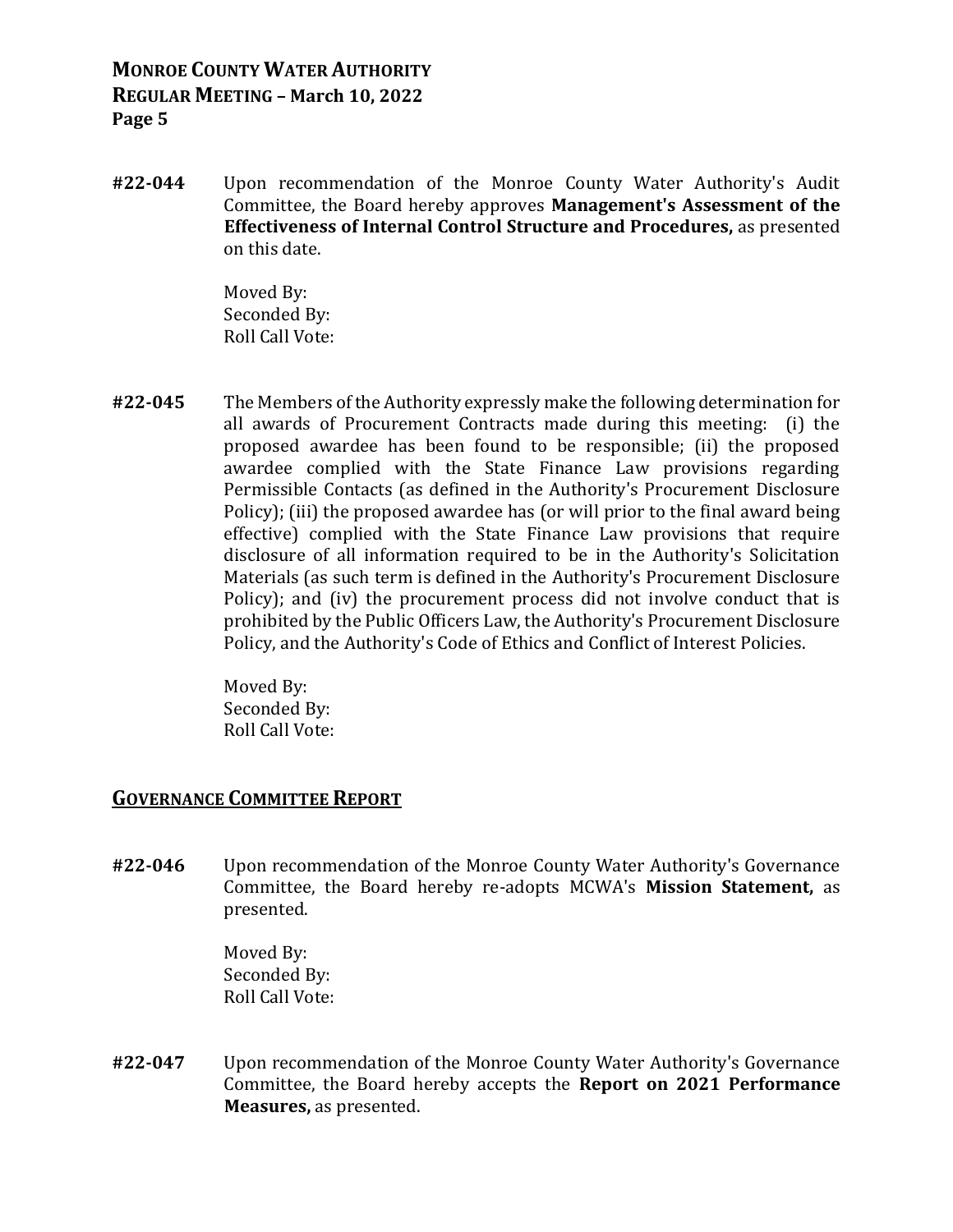**#22-044** Upon recommendation of the Monroe County Water Authority's Audit Committee, the Board hereby approves **Management's Assessment of the Effectiveness of Internal Control Structure and Procedures,** as presented on this date.

Moved By:
Seconded By:
Roll Call Vote:

**#22-045** The Members of the Authority expressly make the following determination for all awards of Procurement Contracts made during this meeting: (i) the proposed awardee has been found to be responsible; (ii) the proposed awardee complied with the State Finance Law provisions regarding Permissible Contacts (as defined in the Authority's Procurement Disclosure Policy); (iii) the proposed awardee has (or will prior to the final award being effective) complied with the State Finance Law provisions that require disclosure of all information required to be in the Authority's Solicitation Materials (as such term is defined in the Authority's Procurement Disclosure Policy); and (iv) the procurement process did not involve conduct that is prohibited by the Public Officers Law, the Authority's Procurement Disclosure Policy, and the Authority's Code of Ethics and Conflict of Interest Policies.

Moved By:
Seconded By:
Roll Call Vote:

## GOVERNANCE COMMITTEE REPORT

**#22-046** Upon recommendation of the Monroe County Water Authority's Governance Committee, the Board hereby re-adopts MCWA's **Mission Statement,** as presented.

Moved By:
Seconded By:
Roll Call Vote:

**#22-047** Upon recommendation of the Monroe County Water Authority's Governance Committee, the Board hereby accepts the **Report on 2021 Performance Measures,** as presented.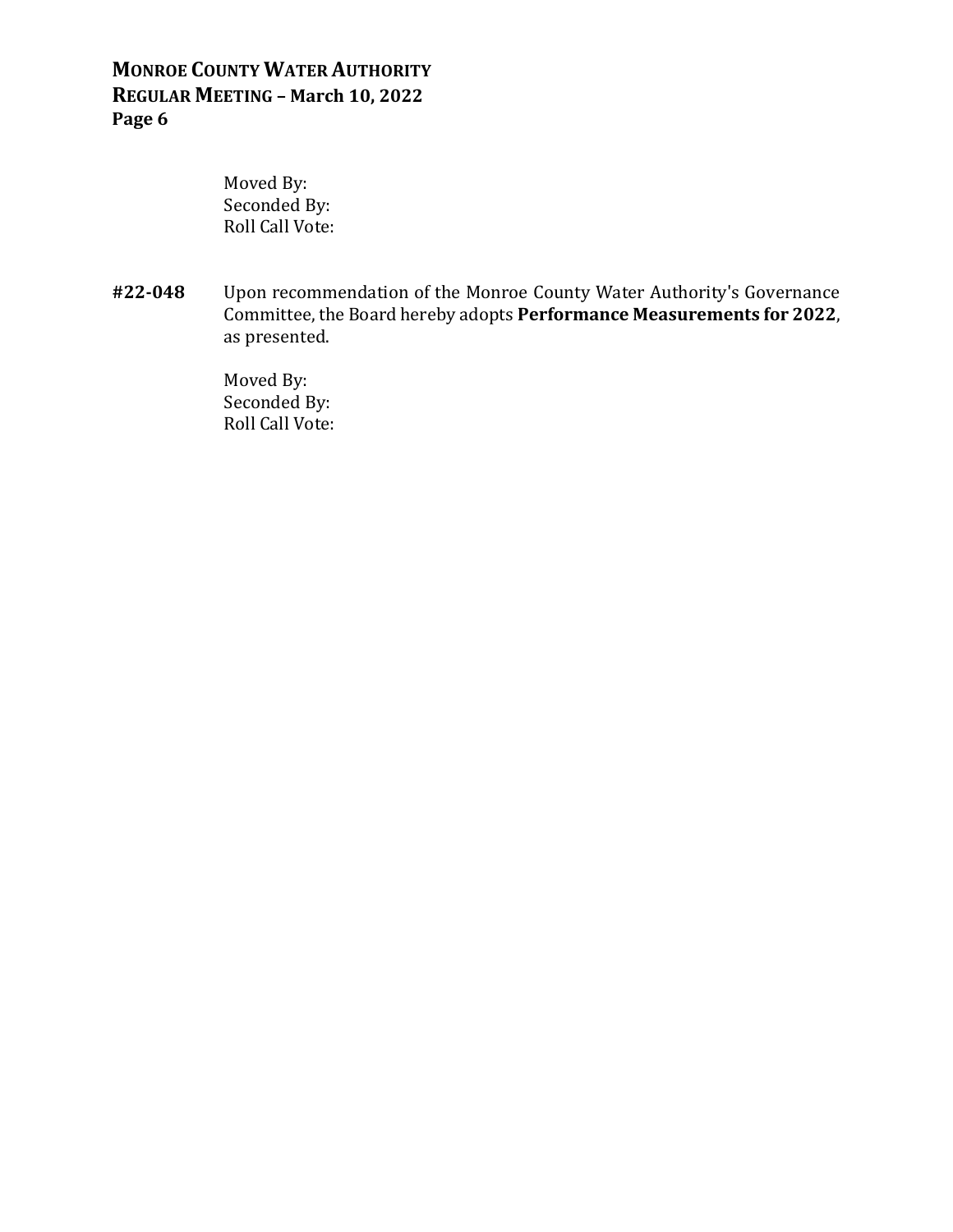Moved By:
Seconded By:
Roll Call Vote:

**#22-048** Upon recommendation of the Monroe County Water Authority's Governance Committee, the Board hereby adopts **Performance Measurements for 2022**, as presented.

Moved By:
Seconded By:
Roll Call Vote: